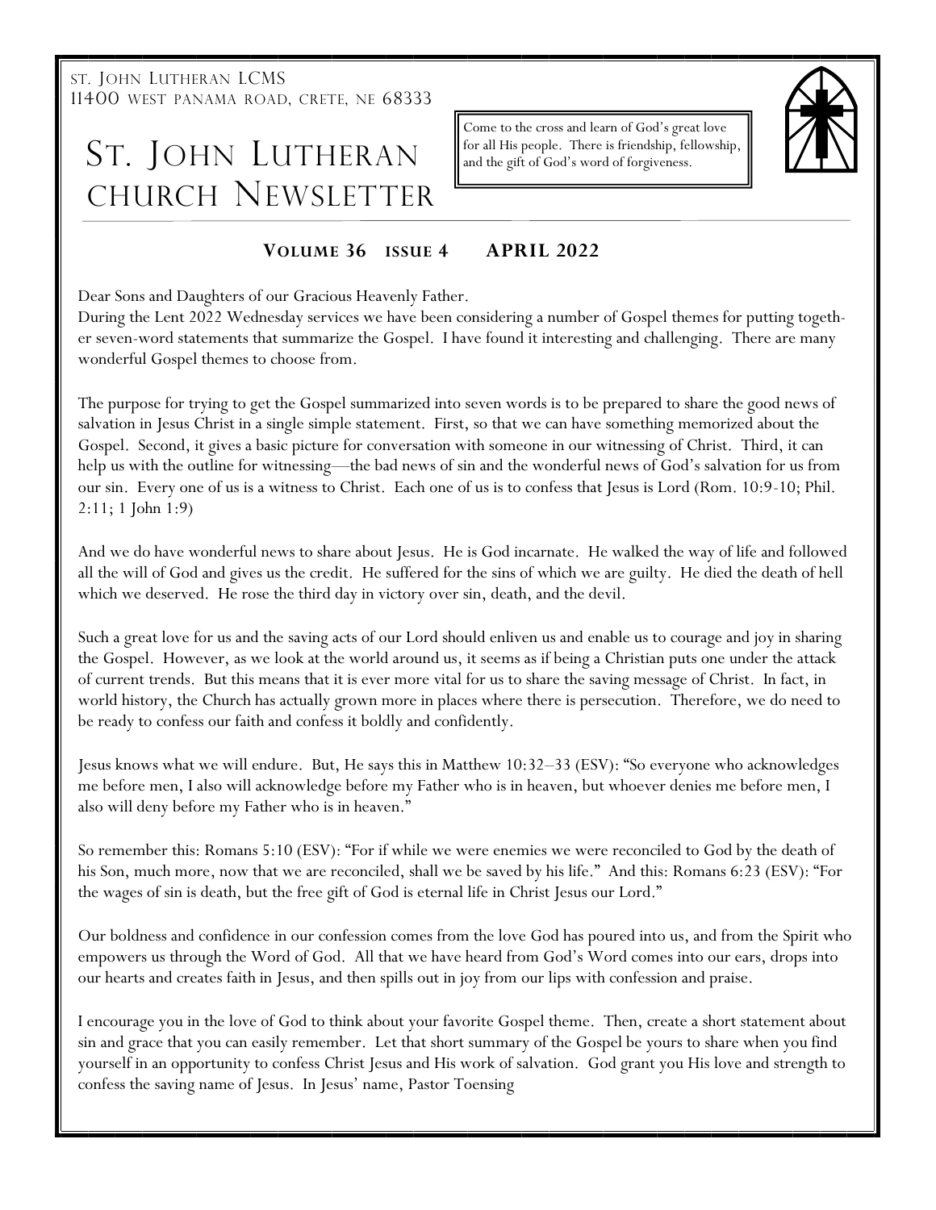ST. JOHN LUTHERAN LCMS
11400 WEST PANAMA ROAD, CRETE, NE 68333

# ST. JOHN LUTHERAN CHURCH NEWSLETTER

Come to the cross and learn of God's great love for all His people. There is friendship, fellowship, and the gift of God's word of forgiveness.

**VOLUME 36 ISSUE 4 APRIL 2022**

Dear Sons and Daughters of our Gracious Heavenly Father.

During the Lent 2022 Wednesday services we have been considering a number of Gospel themes for putting together seven-word statements that summarize the Gospel. I have found it interesting and challenging. There are many wonderful Gospel themes to choose from.

The purpose for trying to get the Gospel summarized into seven words is to be prepared to share the good news of salvation in Jesus Christ in a single simple statement. First, so that we can have something memorized about the Gospel. Second, it gives a basic picture for conversation with someone in our witnessing of Christ. Third, it can help us with the outline for witnessing—the bad news of sin and the wonderful news of God's salvation for us from our sin. Every one of us is a witness to Christ. Each one of us is to confess that Jesus is Lord (Rom. 10:9-10; Phil. 2:11; 1 John 1:9)

And we do have wonderful news to share about Jesus. He is God incarnate. He walked the way of life and followed all the will of God and gives us the credit. He suffered for the sins of which we are guilty. He died the death of hell which we deserved. He rose the third day in victory over sin, death, and the devil.

Such a great love for us and the saving acts of our Lord should enliven us and enable us to courage and joy in sharing the Gospel. However, as we look at the world around us, it seems as if being a Christian puts one under the attack of current trends. But this means that it is ever more vital for us to share the saving message of Christ. In fact, in world history, the Church has actually grown more in places where there is persecution. Therefore, we do need to be ready to confess our faith and confess it boldly and confidently.

Jesus knows what we will endure. But, He says this in Matthew 10:32–33 (ESV): "So everyone who acknowledges me before men, I also will acknowledge before my Father who is in heaven, but whoever denies me before men, I also will deny before my Father who is in heaven."

So remember this: Romans 5:10 (ESV): "For if while we were enemies we were reconciled to God by the death of his Son, much more, now that we are reconciled, shall we be saved by his life." And this: Romans 6:23 (ESV): "For the wages of sin is death, but the free gift of God is eternal life in Christ Jesus our Lord."

Our boldness and confidence in our confession comes from the love God has poured into us, and from the Spirit who empowers us through the Word of God. All that we have heard from God's Word comes into our ears, drops into our hearts and creates faith in Jesus, and then spills out in joy from our lips with confession and praise.

I encourage you in the love of God to think about your favorite Gospel theme. Then, create a short statement about sin and grace that you can easily remember. Let that short summary of the Gospel be yours to share when you find yourself in an opportunity to confess Christ Jesus and His work of salvation. God grant you His love and strength to confess the saving name of Jesus. In Jesus' name, Pastor Toensing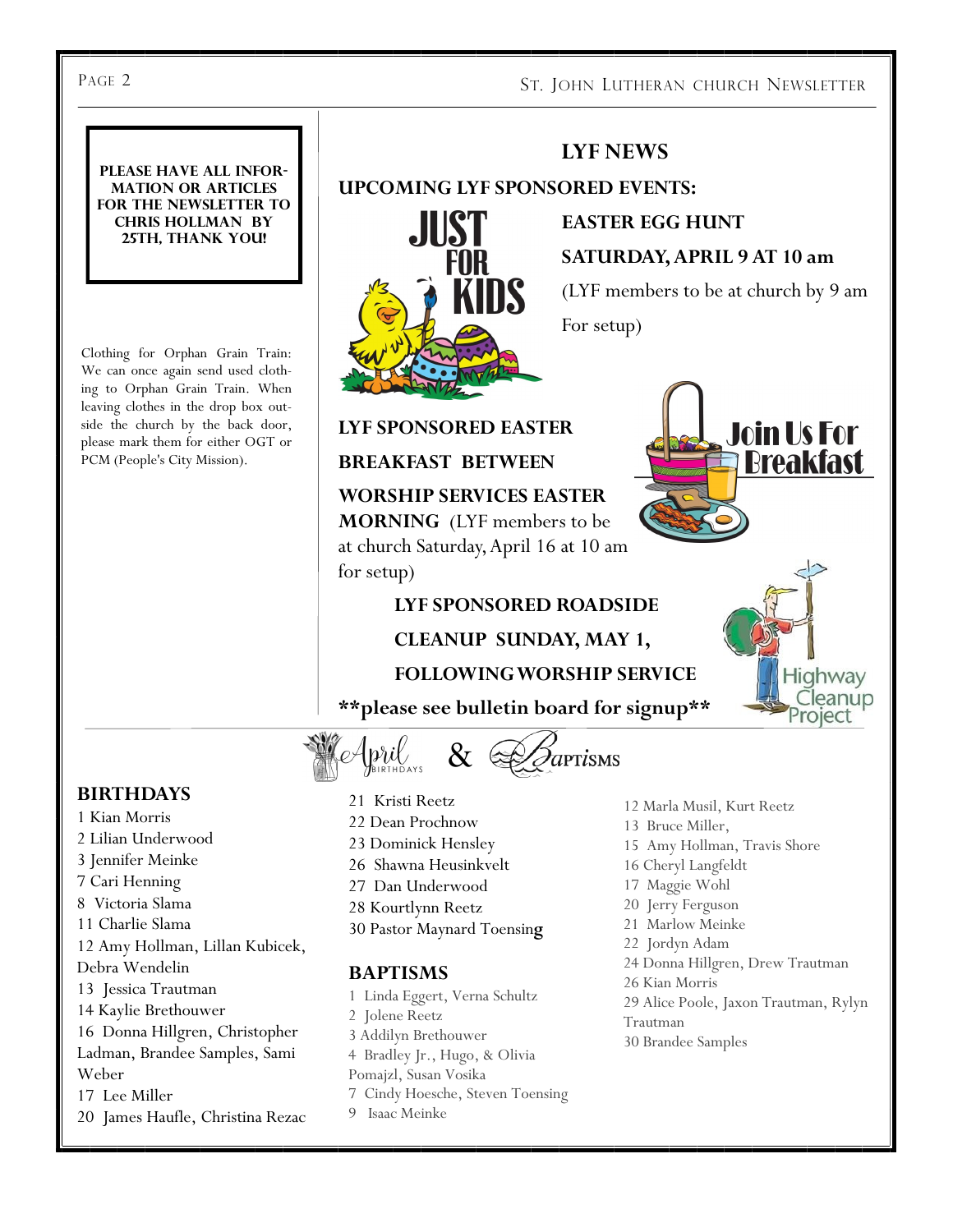**PLEASE HAVE ALL INFORMATION OR ARTICLES FOR THE NEWSLETTER TO CHRIS HOLLMAN BY 25TH, THANK YOU!**

Clothing for Orphan Grain Train: We can once again send used clothing to Orphan Grain Train. When leaving clothes in the drop box outside the church by the back door, please mark them for either OGT or PCM (People's City Mission).

## LYF NEWS

### UPCOMING LYF SPONSORED EVENTS:

**EASTER EGG HUNT**

**SATURDAY, APRIL 9 AT 10 am**

(LYF members to be at church by 9 am For setup)

**LYF SPONSORED EASTER BREAKFAST BETWEEN WORSHIP SERVICES EASTER MORNING** (LYF members to be at church Saturday, April 16 at 10 am for setup)

**LYF SPONSORED ROADSIDE CLEANUP SUNDAY, MAY 1, FOLLOWING WORSHIP SERVICE**

**\*\*please see bulletin board for signup\*\***

## April Birthdays & Baptisms

### BIRTHDAYS

1 Kian Morris
2 Lilian Underwood
3 Jennifer Meinke
7 Cari Henning
8 Victoria Slama
11 Charlie Slama
12 Amy Hollman, Lillan Kubicek, Debra Wendelin
13 Jessica Trautman
14 Kaylie Brethouwer
16 Donna Hillgren, Christopher Ladman, Brandee Samples, Sami Weber
17 Lee Miller
20 James Haufle, Christina Rezac
21 Kristi Reetz
22 Dean Prochnow
23 Dominick Hensley
26 Shawna Heusinkvelt
27 Dan Underwood
28 Kourtlynn Reetz
30 Pastor Maynard Toensing

### BAPTISMS

1 Linda Eggert, Verna Schultz
2 Jolene Reetz
3 Addilyn Brethouwer
4 Bradley Jr., Hugo, & Olivia Pomajzl, Susan Vosika
7 Cindy Hoesche, Steven Toensing
9 Isaac Meinke
12 Marla Musil, Kurt Reetz
13 Bruce Miller,
15 Amy Hollman, Travis Shore
16 Cheryl Langfeldt
17 Maggie Wohl
20 Jerry Ferguson
21 Marlow Meinke
22 Jordyn Adam
24 Donna Hillgren, Drew Trautman
26 Kian Morris
29 Alice Poole, Jaxon Trautman, Rylyn Trautman
30 Brandee Samples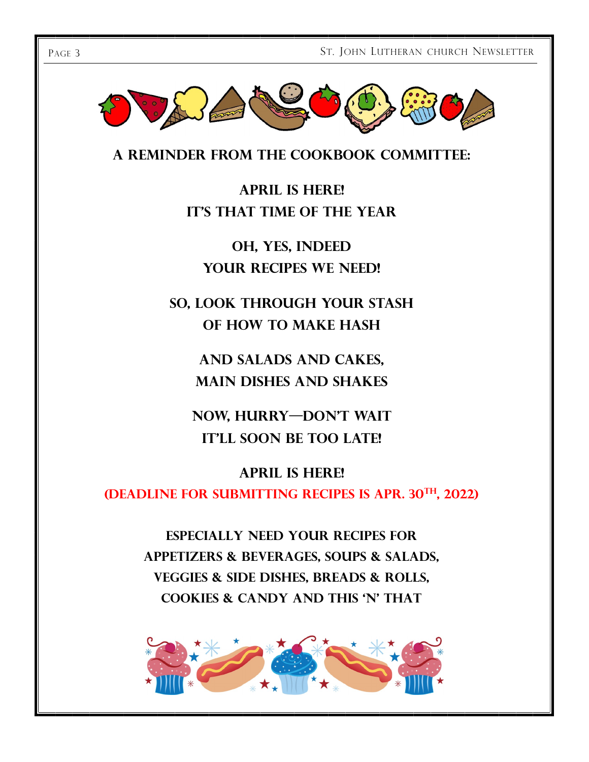## A REMINDER FROM THE COOKBOOK COMMITTEE:

**APRIL IS HERE!**
**IT'S THAT TIME OF THE YEAR**

**OH, YES, INDEED**
**YOUR RECIPES WE NEED!**

**SO, LOOK THROUGH YOUR STASH**
**OF HOW TO MAKE HASH**

**AND SALADS AND CAKES,**
**MAIN DISHES AND SHAKES**

**NOW, HURRY—DON'T WAIT**
**IT'LL SOON BE TOO LATE!**

**APRIL IS HERE!**
**(DEADLINE FOR SUBMITTING RECIPES IS APR. 30TH, 2022)**

**ESPECIALLY NEED YOUR RECIPES FOR**
**APPETIZERS & BEVERAGES, SOUPS & SALADS,**
**VEGGIES & SIDE DISHES, BREADS & ROLLS,**
**COOKIES & CANDY AND THIS 'N' THAT**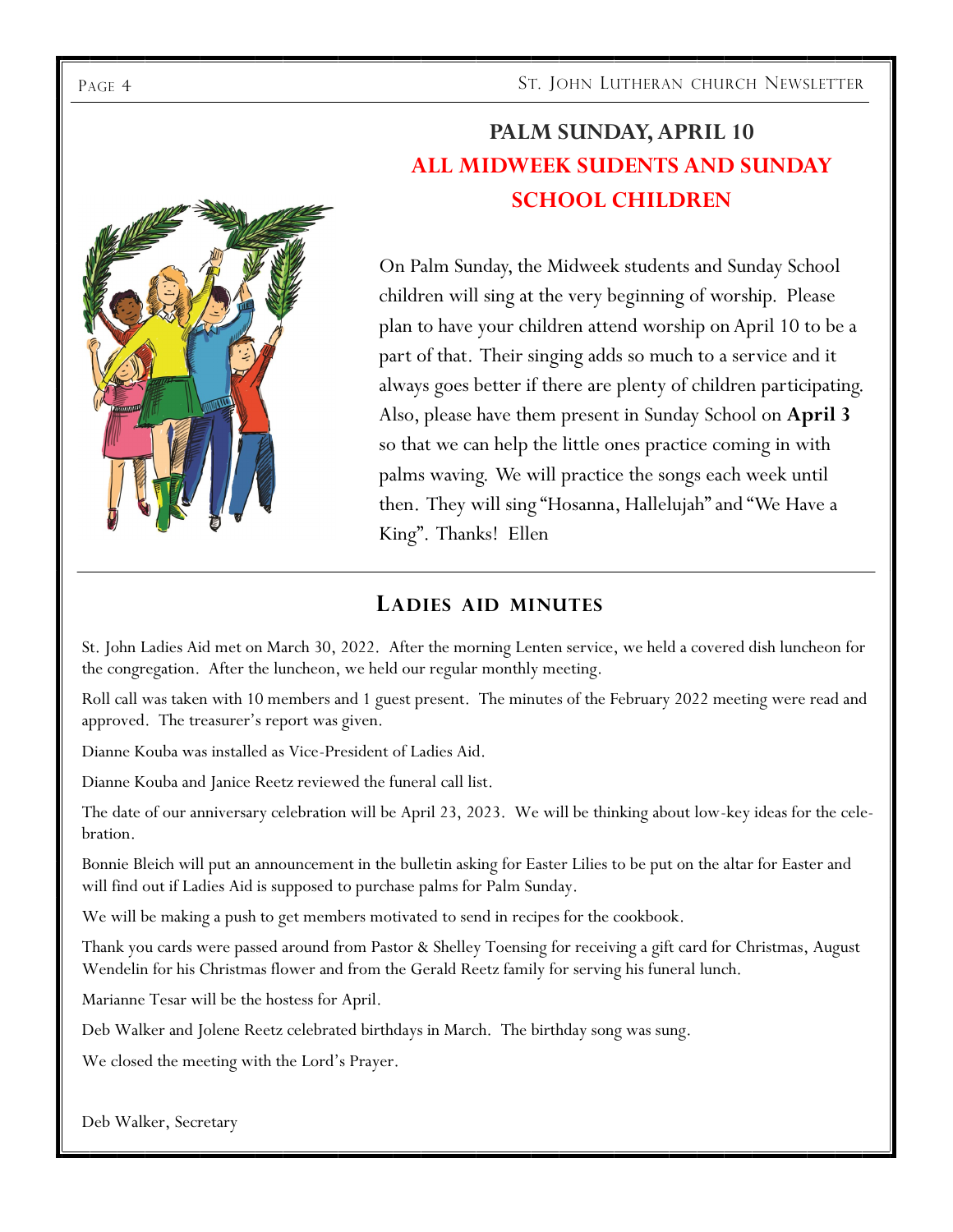## PALM SUNDAY, APRIL 10

## ALL MIDWEEK SUDENTS AND SUNDAY SCHOOL CHILDREN

On Palm Sunday, the Midweek students and Sunday School children will sing at the very beginning of worship. Please plan to have your children attend worship on April 10 to be a part of that. Their singing adds so much to a service and it always goes better if there are plenty of children participating. Also, please have them present in Sunday School on **April 3** so that we can help the little ones practice coming in with palms waving. We will practice the songs each week until then. They will sing "Hosanna, Hallelujah" and "We Have a King". Thanks! Ellen

## LADIES AID MINUTES

St. John Ladies Aid met on March 30, 2022. After the morning Lenten service, we held a covered dish luncheon for the congregation. After the luncheon, we held our regular monthly meeting.

Roll call was taken with 10 members and 1 guest present. The minutes of the February 2022 meeting were read and approved. The treasurer's report was given.

Dianne Kouba was installed as Vice-President of Ladies Aid.

Dianne Kouba and Janice Reetz reviewed the funeral call list.

The date of our anniversary celebration will be April 23, 2023. We will be thinking about low-key ideas for the celebration.

Bonnie Bleich will put an announcement in the bulletin asking for Easter Lilies to be put on the altar for Easter and will find out if Ladies Aid is supposed to purchase palms for Palm Sunday.

We will be making a push to get members motivated to send in recipes for the cookbook.

Thank you cards were passed around from Pastor & Shelley Toensing for receiving a gift card for Christmas, August Wendelin for his Christmas flower and from the Gerald Reetz family for serving his funeral lunch.

Marianne Tesar will be the hostess for April.

Deb Walker and Jolene Reetz celebrated birthdays in March. The birthday song was sung.

We closed the meeting with the Lord's Prayer.

Deb Walker, Secretary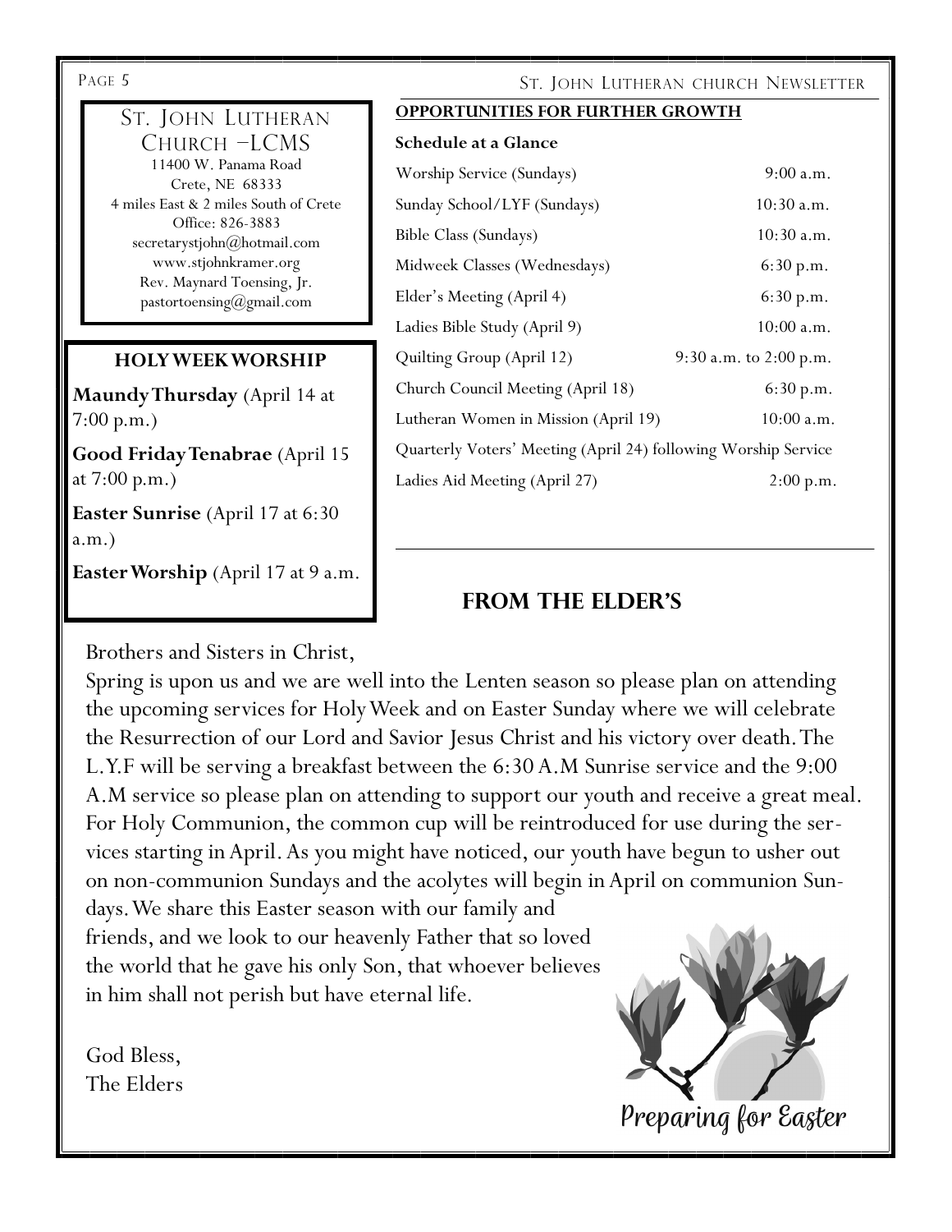## ST. JOHN LUTHERAN CHURCH –LCMS

11400 W. Panama Road
Crete, NE 68333
4 miles East & 2 miles South of Crete
Office: 826-3883
secretarystjohn@hotmail.com
www.stjohnkramer.org
Rev. Maynard Toensing, Jr.
pastortoensing@gmail.com

### HOLY WEEK WORSHIP

**Maundy Thursday** (April 14 at 7:00 p.m.)

**Good Friday Tenabrae** (April 15 at 7:00 p.m.)

**Easter Sunrise** (April 17 at 6:30 a.m.)

**Easter Worship** (April 17 at 9 a.m.

## OPPORTUNITIES FOR FURTHER GROWTH

**Schedule at a Glance**

| Event | Time |
|---|---|
| Worship Service (Sundays) | 9:00 a.m. |
| Sunday School/LYF (Sundays) | 10:30 a.m. |
| Bible Class (Sundays) | 10:30 a.m. |
| Midweek Classes (Wednesdays) | 6:30 p.m. |
| Elder's Meeting (April 4) | 6:30 p.m. |
| Ladies Bible Study (April 9) | 10:00 a.m. |
| Quilting Group (April 12) | 9:30 a.m. to 2:00 p.m. |
| Church Council Meeting (April 18) | 6:30 p.m. |
| Lutheran Women in Mission (April 19) | 10:00 a.m. |
| Quarterly Voters' Meeting (April 24) following Worship Service | |
| Ladies Aid Meeting (April 27) | 2:00 p.m. |

## FROM THE ELDER'S

Brothers and Sisters in Christ,

Spring is upon us and we are well into the Lenten season so please plan on attending the upcoming services for Holy Week and on Easter Sunday where we will celebrate the Resurrection of our Lord and Savior Jesus Christ and his victory over death. The L.Y.F will be serving a breakfast between the 6:30 A.M Sunrise service and the 9:00 A.M service so please plan on attending to support our youth and receive a great meal. For Holy Communion, the common cup will be reintroduced for use during the services starting in April. As you might have noticed, our youth have begun to usher out on non-communion Sundays and the acolytes will begin in April on communion Sundays. We share this Easter season with our family and friends, and we look to our heavenly Father that so loved the world that he gave his only Son, that whoever believes in him shall not perish but have eternal life.

God Bless,
The Elders

Preparing for Easter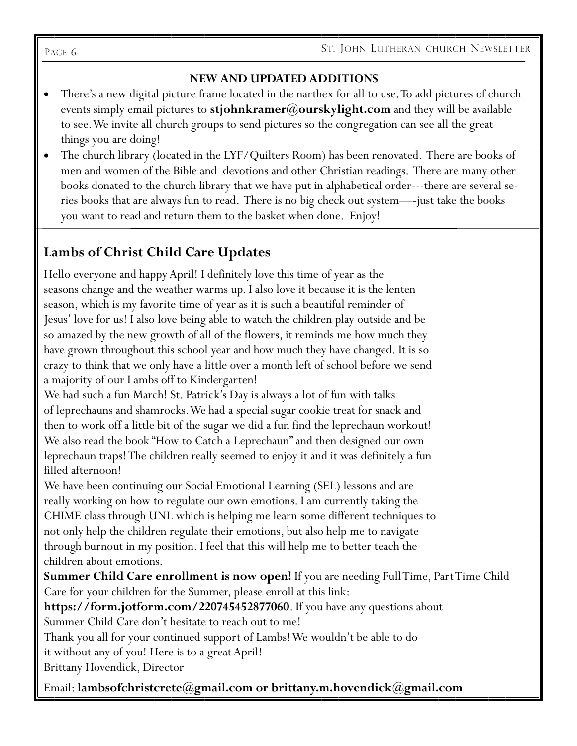**NEW AND UPDATED ADDITIONS**

- There's a new digital picture frame located in the narthex for all to use. To add pictures of church events simply email pictures to **stjohnkramer@ourskylight.com** and they will be available to see. We invite all church groups to send pictures so the congregation can see all the great things you are doing!
- The church library (located in the LYF/Quilters Room) has been renovated. There are books of men and women of the Bible and devotions and other Christian readings. There are many other books donated to the church library that we have put in alphabetical order---there are several series books that are always fun to read. There is no big check out system—-just take the books you want to read and return them to the basket when done. Enjoy!

## Lambs of Christ Child Care Updates

Hello everyone and happy April! I definitely love this time of year as the seasons change and the weather warms up. I also love it because it is the lenten season, which is my favorite time of year as it is such a beautiful reminder of Jesus' love for us! I also love being able to watch the children play outside and be so amazed by the new growth of all of the flowers, it reminds me how much they have grown throughout this school year and how much they have changed. It is so crazy to think that we only have a little over a month left of school before we send a majority of our Lambs off to Kindergarten!

We had such a fun March! St. Patrick's Day is always a lot of fun with talks of leprechauns and shamrocks. We had a special sugar cookie treat for snack and then to work off a little bit of the sugar we did a fun find the leprechaun workout! We also read the book "How to Catch a Leprechaun" and then designed our own leprechaun traps! The children really seemed to enjoy it and it was definitely a fun filled afternoon!

We have been continuing our Social Emotional Learning (SEL) lessons and are really working on how to regulate our own emotions. I am currently taking the CHIME class through UNL which is helping me learn some different techniques to not only help the children regulate their emotions, but also help me to navigate through burnout in my position. I feel that this will help me to better teach the children about emotions.

**Summer Child Care enrollment is now open!** If you are needing Full Time, Part Time Child Care for your children for the Summer, please enroll at this link: **https://form.jotform.com/220745452877060**. If you have any questions about Summer Child Care don't hesitate to reach out to me!

Thank you all for your continued support of Lambs! We wouldn't be able to do it without any of you! Here is to a great April!

Brittany Hovendick, Director

Email: **lambsofchristcrete@gmail.com or brittany.m.hovendick@gmail.com**